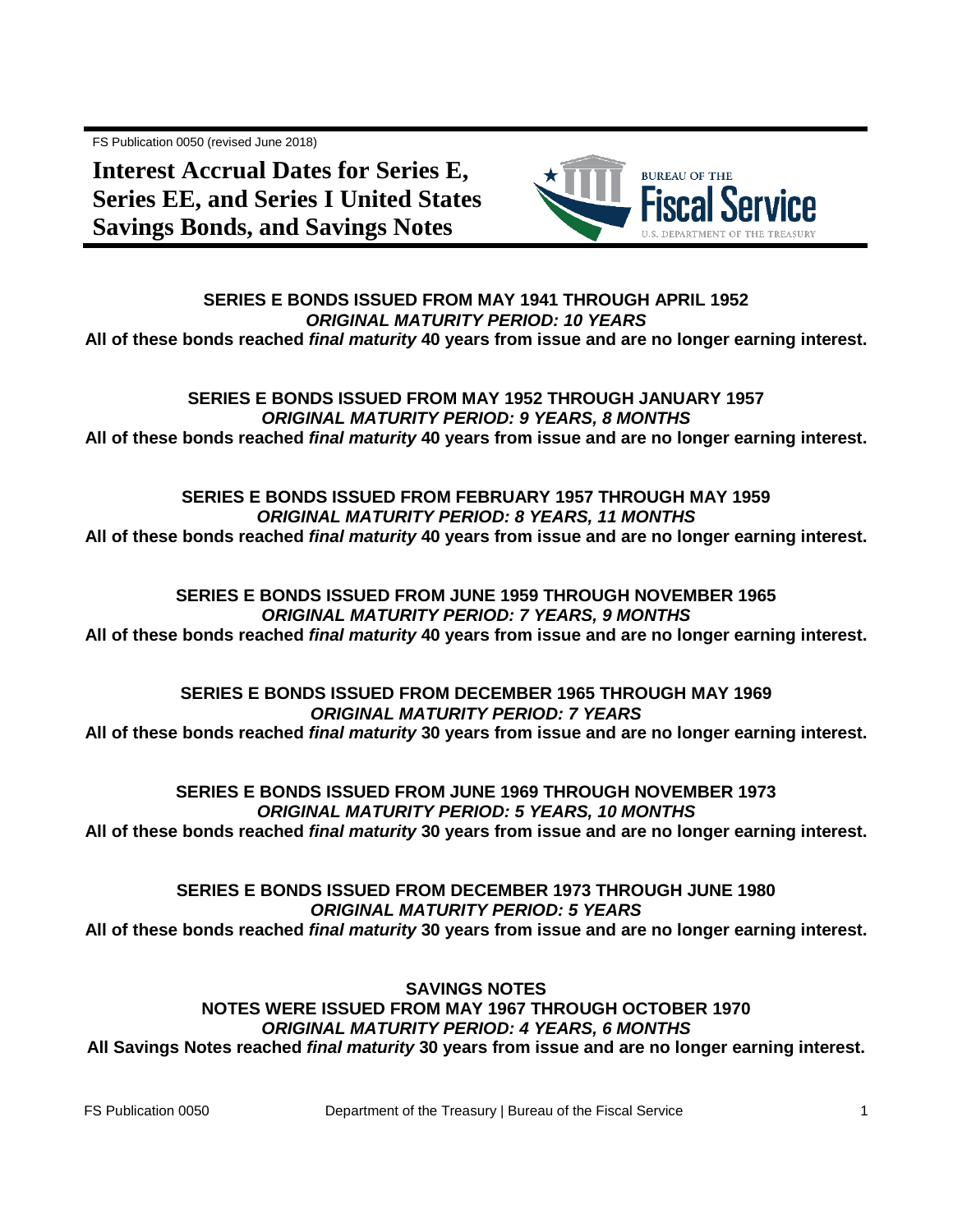FS Publication 0050 (revised June 2018)

# Interest Accrual Dates for Series E, Series EE, and Series I United States Savings Bonds, and Savings Notes

**SERIES E BONDS ISSUED FROM MAY 1941 THROUGH APRIL 1952**
***ORIGINAL MATURITY PERIOD: 10 YEARS***
**All of these bonds reached *final maturity* 40 years from issue and are no longer earning interest.**

**SERIES E BONDS ISSUED FROM MAY 1952 THROUGH JANUARY 1957**
***ORIGINAL MATURITY PERIOD: 9 YEARS, 8 MONTHS***
**All of these bonds reached *final maturity* 40 years from issue and are no longer earning interest.**

**SERIES E BONDS ISSUED FROM FEBRUARY 1957 THROUGH MAY 1959**
***ORIGINAL MATURITY PERIOD: 8 YEARS, 11 MONTHS***
**All of these bonds reached *final maturity* 40 years from issue and are no longer earning interest.**

**SERIES E BONDS ISSUED FROM JUNE 1959 THROUGH NOVEMBER 1965**
***ORIGINAL MATURITY PERIOD: 7 YEARS, 9 MONTHS***
**All of these bonds reached *final maturity* 40 years from issue and are no longer earning interest.**

**SERIES E BONDS ISSUED FROM DECEMBER 1965 THROUGH MAY 1969**
***ORIGINAL MATURITY PERIOD: 7 YEARS***
**All of these bonds reached *final maturity* 30 years from issue and are no longer earning interest.**

**SERIES E BONDS ISSUED FROM JUNE 1969 THROUGH NOVEMBER 1973**
***ORIGINAL MATURITY PERIOD: 5 YEARS, 10 MONTHS***
**All of these bonds reached *final maturity* 30 years from issue and are no longer earning interest.**

**SERIES E BONDS ISSUED FROM DECEMBER 1973 THROUGH JUNE 1980**
***ORIGINAL MATURITY PERIOD: 5 YEARS***
**All of these bonds reached *final maturity* 30 years from issue and are no longer earning interest.**

**SAVINGS NOTES**
**NOTES WERE ISSUED FROM MAY 1967 THROUGH OCTOBER 1970**
***ORIGINAL MATURITY PERIOD: 4 YEARS, 6 MONTHS***
**All Savings Notes reached *final maturity* 30 years from issue and are no longer earning interest.**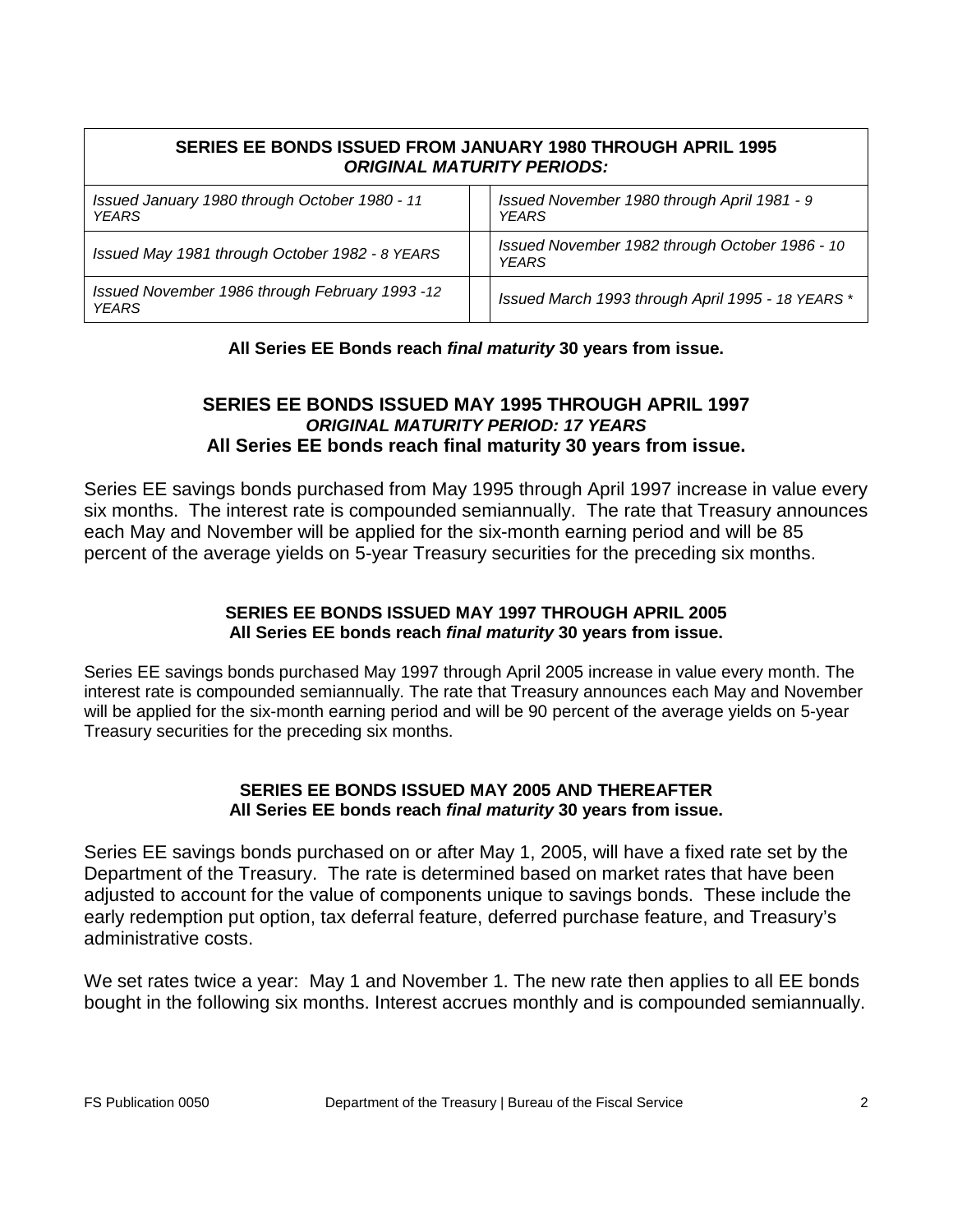| **SERIES EE BONDS ISSUED FROM JANUARY 1980 THROUGH APRIL 1995** ***ORIGINAL MATURITY PERIODS:*** | | |
|---|---|---|
| *Issued January 1980 through October 1980 - 11 YEARS* | | *Issued November 1980 through April 1981 - 9 YEARS* |
| *Issued May 1981 through October 1982 - 8 YEARS* | | *Issued November 1982 through October 1986 - 10 YEARS* |
| *Issued November 1986 through February 1993 -12 YEARS* | | *Issued March 1993 through April 1995 - 18 YEARS \** |

**All Series EE Bonds reach *final maturity* 30 years from issue.**

## SERIES EE BONDS ISSUED MAY 1995 THROUGH APRIL 1997
### *ORIGINAL MATURITY PERIOD: 17 YEARS*
### All Series EE bonds reach final maturity 30 years from issue.

Series EE savings bonds purchased from May 1995 through April 1997 increase in value every six months. The interest rate is compounded semiannually. The rate that Treasury announces each May and November will be applied for the six-month earning period and will be 85 percent of the average yields on 5-year Treasury securities for the preceding six months.

### SERIES EE BONDS ISSUED MAY 1997 THROUGH APRIL 2005
**All Series EE bonds reach *final maturity* 30 years from issue.**

Series EE savings bonds purchased May 1997 through April 2005 increase in value every month. The interest rate is compounded semiannually. The rate that Treasury announces each May and November will be applied for the six-month earning period and will be 90 percent of the average yields on 5-year Treasury securities for the preceding six months.

### SERIES EE BONDS ISSUED MAY 2005 AND THEREAFTER
**All Series EE bonds reach *final maturity* 30 years from issue.**

Series EE savings bonds purchased on or after May 1, 2005, will have a fixed rate set by the Department of the Treasury. The rate is determined based on market rates that have been adjusted to account for the value of components unique to savings bonds. These include the early redemption put option, tax deferral feature, deferred purchase feature, and Treasury's administrative costs.

We set rates twice a year: May 1 and November 1. The new rate then applies to all EE bonds bought in the following six months. Interest accrues monthly and is compounded semiannually.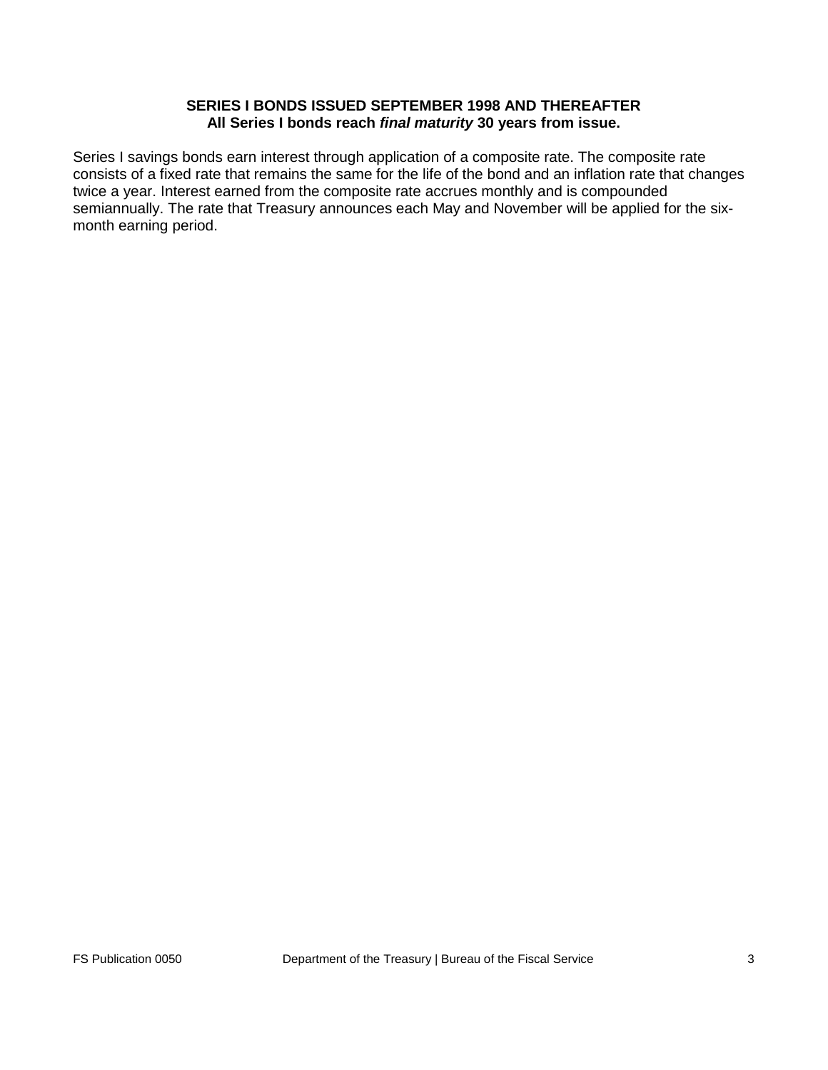**SERIES I BONDS ISSUED SEPTEMBER 1998 AND THEREAFTER**
**All Series I bonds reach *final maturity* 30 years from issue.**

Series I savings bonds earn interest through application of a composite rate. The composite rate consists of a fixed rate that remains the same for the life of the bond and an inflation rate that changes twice a year. Interest earned from the composite rate accrues monthly and is compounded semiannually. The rate that Treasury announces each May and November will be applied for the six-month earning period.